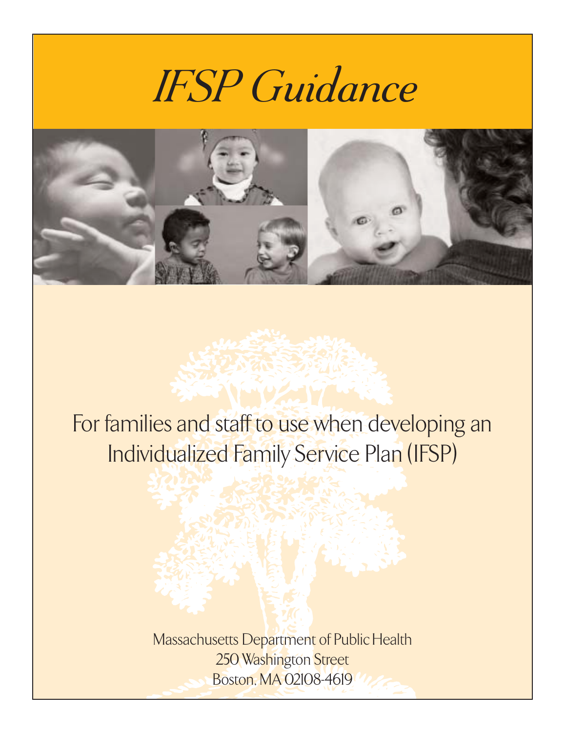# *IFSP Guidance*

For families and staff to use when developing an Individualized Family Service Plan (IFSP)

Massachusetts Department of Public Health
250 Washington Street
Boston, MA 02108-4619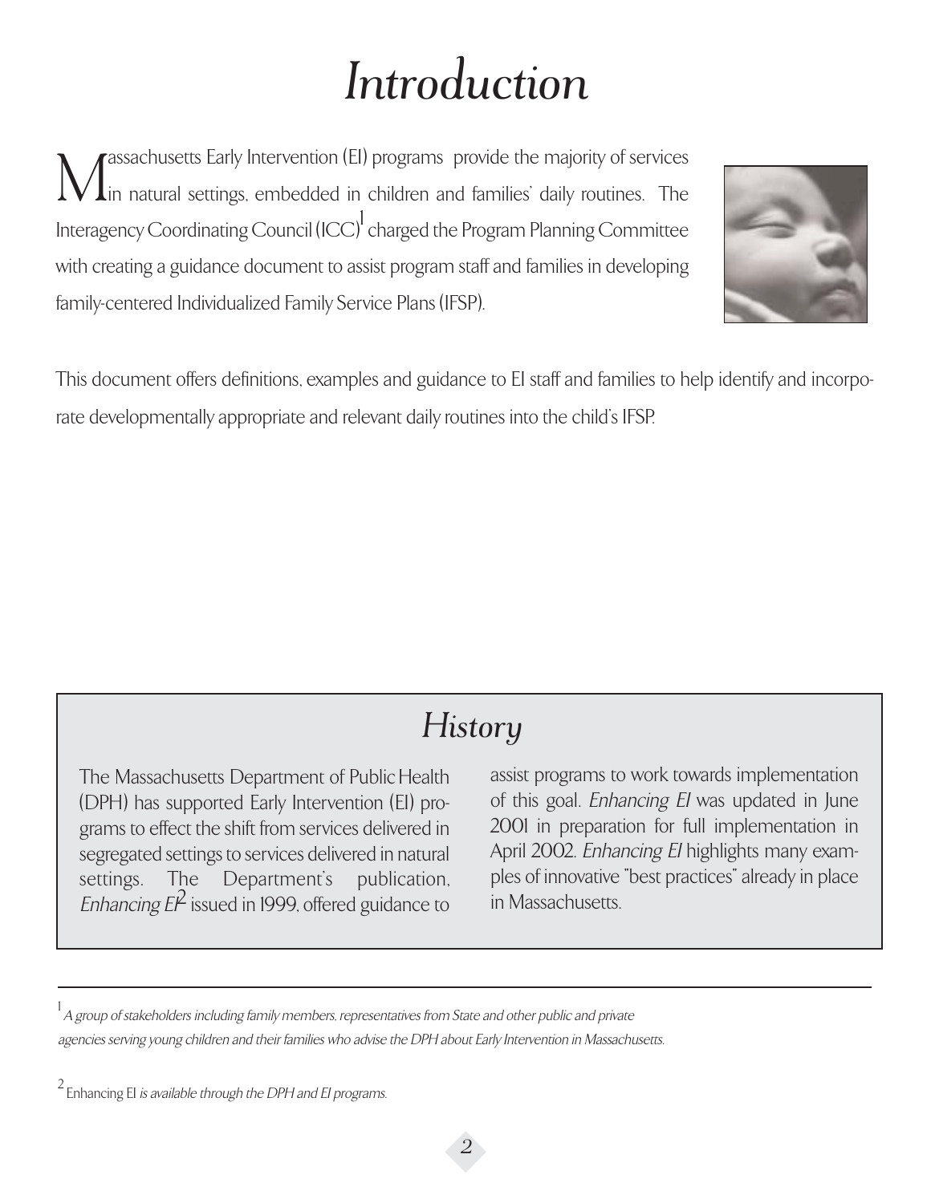# Introduction

Massachusetts Early Intervention (EI) programs provide the majority of services in natural settings, embedded in children and families' daily routines. The Interagency Coordinating Council (ICC)[1] charged the Program Planning Committee with creating a guidance document to assist program staff and families in developing family-centered Individualized Family Service Plans (IFSP).

This document offers definitions, examples and guidance to EI staff and families to help identify and incorporate developmentally appropriate and relevant daily routines into the child's IFSP.

## History

The Massachusetts Department of Public Health (DPH) has supported Early Intervention (EI) programs to effect the shift from services delivered in segregated settings to services delivered in natural settings. The Department's publication, *Enhancing EI*[2] issued in 1999, offered guidance to assist programs to work towards implementation of this goal. *Enhancing EI* was updated in June 2001 in preparation for full implementation in April 2002. *Enhancing EI* highlights many examples of innovative "best practices" already in place in Massachusetts.

---

[1] *A group of stakeholders including family members, representatives from State and other public and private agencies serving young children and their families who advise the DPH about Early Intervention in Massachusetts.*

[2] Enhancing EI *is available through the DPH and EI programs.*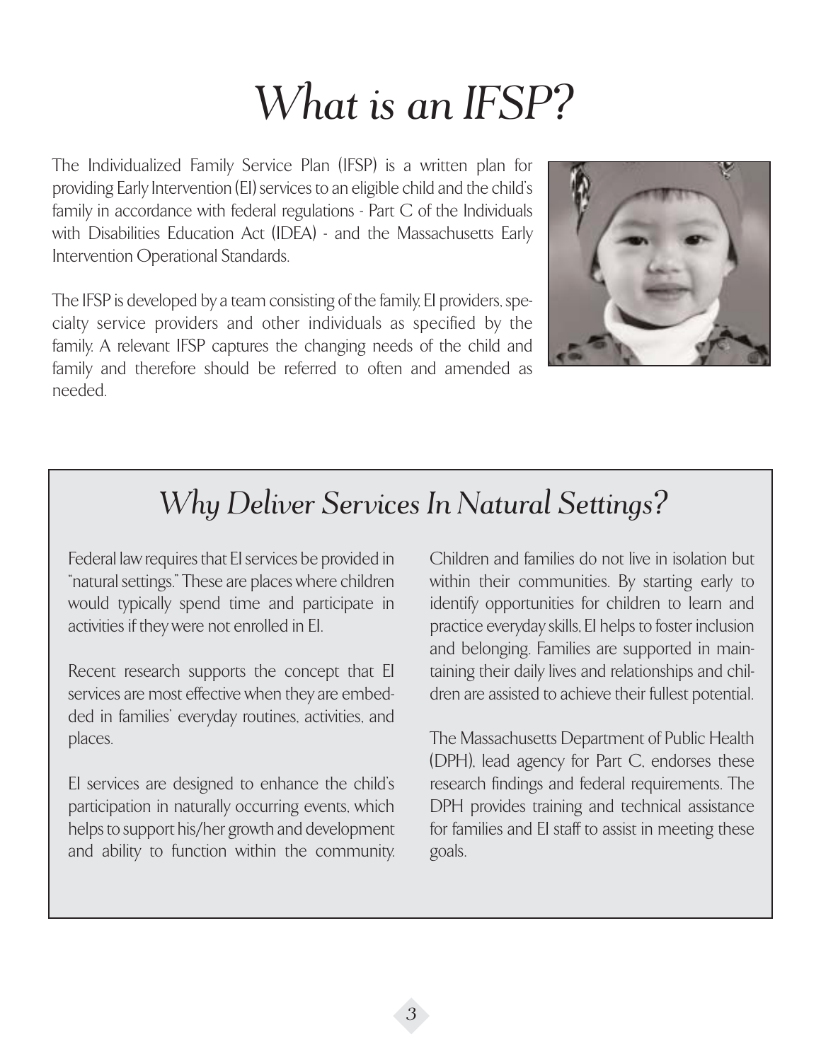# What is an IFSP?

The Individualized Family Service Plan (IFSP) is a written plan for providing Early Intervention (EI) services to an eligible child and the child's family in accordance with federal regulations - Part C of the Individuals with Disabilities Education Act (IDEA) - and the Massachusetts Early Intervention Operational Standards.

The IFSP is developed by a team consisting of the family, EI providers, specialty service providers and other individuals as specified by the family. A relevant IFSP captures the changing needs of the child and family and therefore should be referred to often and amended as needed.

## Why Deliver Services In Natural Settings?

Federal law requires that EI services be provided in "natural settings." These are places where children would typically spend time and participate in activities if they were not enrolled in EI.

Recent research supports the concept that EI services are most effective when they are embedded in families' everyday routines, activities, and places.

EI services are designed to enhance the child's participation in naturally occurring events, which helps to support his/her growth and development and ability to function within the community. Children and families do not live in isolation but within their communities. By starting early to identify opportunities for children to learn and practice everyday skills, EI helps to foster inclusion and belonging. Families are supported in maintaining their daily lives and relationships and children are assisted to achieve their fullest potential.

The Massachusetts Department of Public Health (DPH), lead agency for Part C, endorses these research findings and federal requirements. The DPH provides training and technical assistance for families and EI staff to assist in meeting these goals.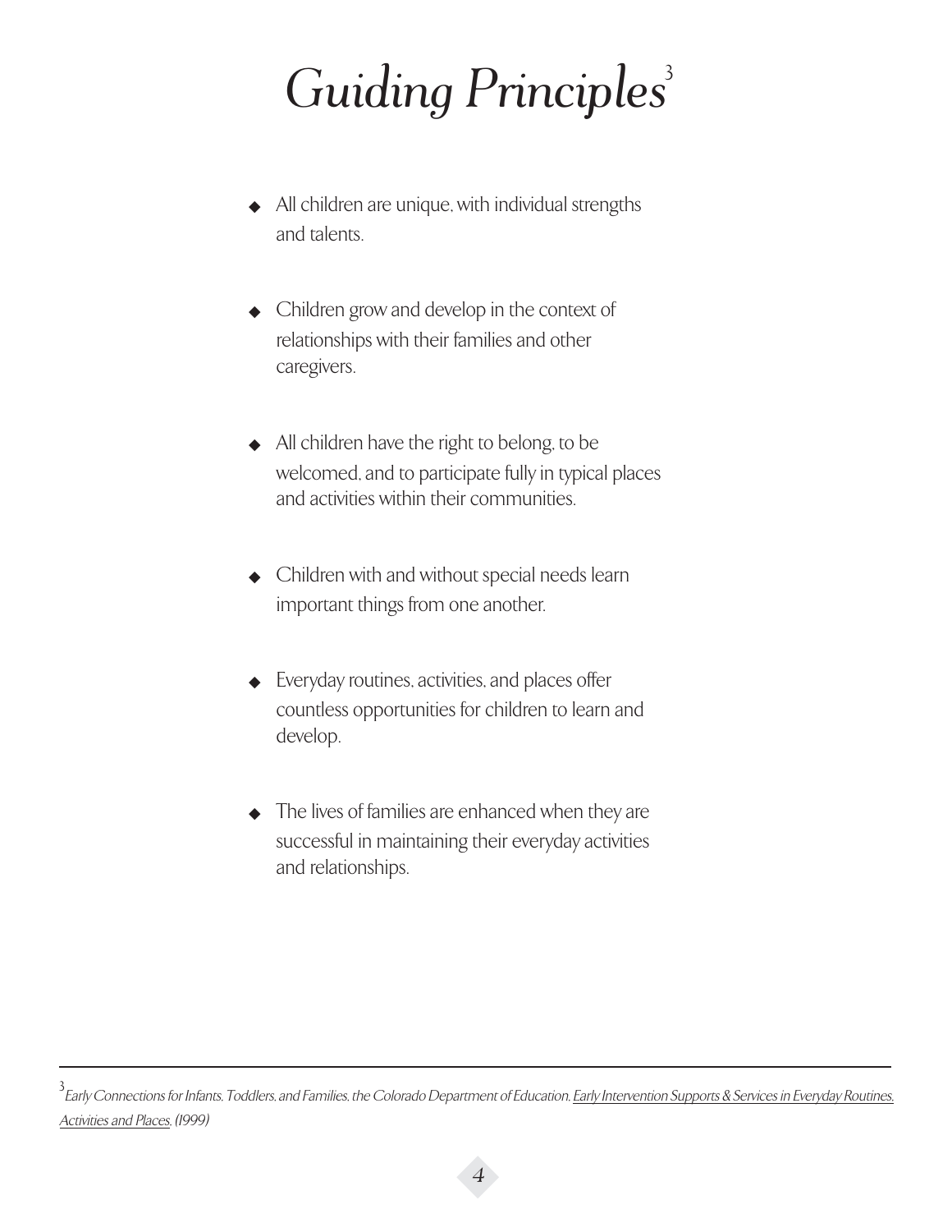# *Guiding Principles*[3]

- All children are unique, with individual strengths and talents.
- Children grow and develop in the context of relationships with their families and other caregivers.
- All children have the right to belong, to be welcomed, and to participate fully in typical places and activities within their communities.
- Children with and without special needs learn important things from one another.
- Everyday routines, activities, and places offer countless opportunities for children to learn and develop.
- The lives of families are enhanced when they are successful in maintaining their everyday activities and relationships.

---

[3] *Early Connections for Infants, Toddlers, and Families, the Colorado Department of Education, Early Intervention Supports & Services in Everyday Routines, Activities and Places, (1999)*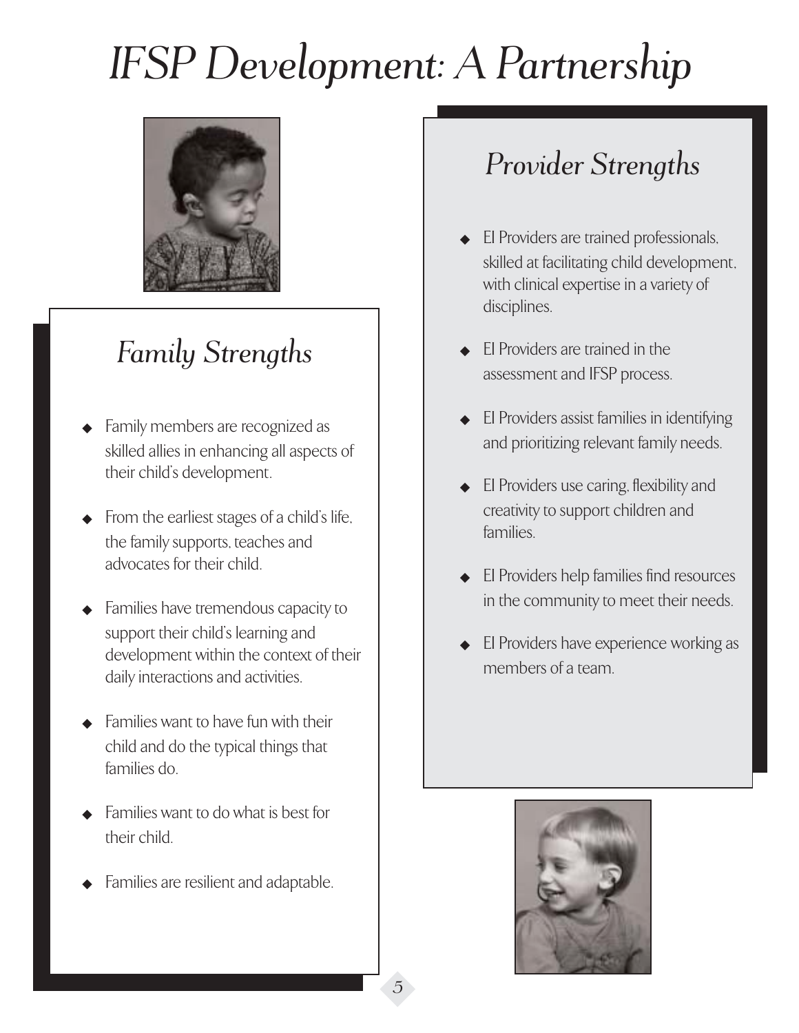# IFSP Development: A Partnership

## Family Strengths

- Family members are recognized as skilled allies in enhancing all aspects of their child's development.
- From the earliest stages of a child's life, the family supports, teaches and advocates for their child.
- Families have tremendous capacity to support their child's learning and development within the context of their daily interactions and activities.
- Families want to have fun with their child and do the typical things that families do.
- Families want to do what is best for their child.
- Families are resilient and adaptable.

## Provider Strengths

- EI Providers are trained professionals, skilled at facilitating child development, with clinical expertise in a variety of disciplines.
- EI Providers are trained in the assessment and IFSP process.
- EI Providers assist families in identifying and prioritizing relevant family needs.
- EI Providers use caring, flexibility and creativity to support children and families.
- EI Providers help families find resources in the community to meet their needs.
- EI Providers have experience working as members of a team.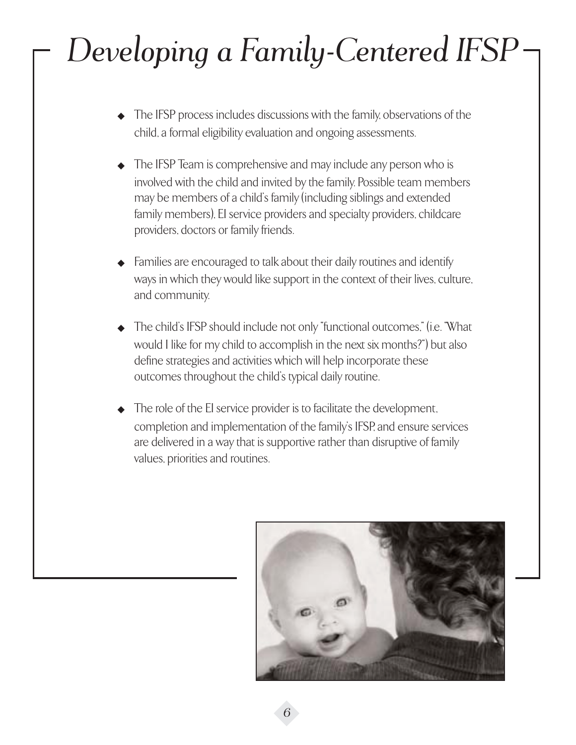# Developing a Family-Centered IFSP

- The IFSP process includes discussions with the family, observations of the child, a formal eligibility evaluation and ongoing assessments.
- The IFSP Team is comprehensive and may include any person who is involved with the child and invited by the family. Possible team members may be members of a child's family (including siblings and extended family members), EI service providers and specialty providers, childcare providers, doctors or family friends.
- Families are encouraged to talk about their daily routines and identify ways in which they would like support in the context of their lives, culture, and community.
- The child's IFSP should include not only "functional outcomes," (i.e. "What would I like for my child to accomplish in the next six months?") but also define strategies and activities which will help incorporate these outcomes throughout the child's typical daily routine.
- The role of the EI service provider is to facilitate the development, completion and implementation of the family's IFSP, and ensure services are delivered in a way that is supportive rather than disruptive of family values, priorities and routines.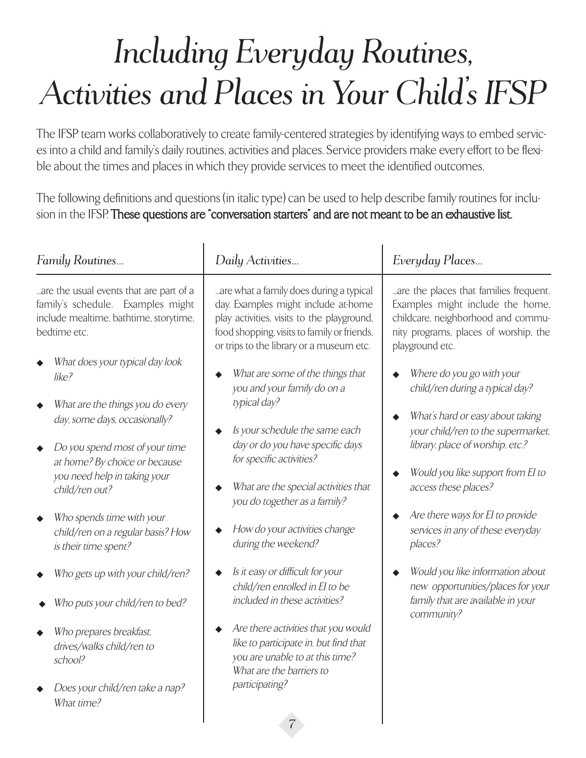# *Including Everyday Routines, Activities and Places in Your Child's IFSP*

The IFSP team works collaboratively to create family-centered strategies by identifying ways to embed services into a child and family's daily routines, activities and places. Service providers make every effort to be flexible about the times and places in which they provide services to meet the identified outcomes.

The following definitions and questions (in italic type) can be used to help describe family routines for inclusion in the IFSP. **These questions are "conversation starters" and are not meant to be an exhaustive list.**

## *Family Routines...*

...are the usual events that are part of a family's schedule. Examples might include mealtime, bathtime, storytime, bedtime etc.

- *What does your typical day look like?*
- *What are the things you do every day, some days, occasionally?*
- *Do you spend most of your time at home? By choice or because you need help in taking your child/ren out?*
- *Who spends time with your child/ren on a regular basis? How is their time spent?*
- *Who gets up with your child/ren?*
- *Who puts your child/ren to bed?*
- *Who prepares breakfast, drives/walks child/ren to school?*
- *Does your child/ren take a nap? What time?*

## *Daily Activities...*

...are what a family does during a typical day. Examples might include at-home play activities, visits to the playground, food shopping, visits to family or friends, or trips to the library or a museum etc.

- *What are some of the things that you and your family do on a typical day?*
- *Is your schedule the same each day or do you have specific days for specific activities?*
- *What are the special activities that you do together as a family?*
- *How do your activities change during the weekend?*
- *Is it easy or difficult for your child/ren enrolled in EI to be included in these activities?*
- *Are there activities that you would like to participate in, but find that you are unable to at this time? What are the barriers to participating?*

## *Everyday Places...*

...are the places that families frequent. Examples might include the home, childcare, neighborhood and community programs, places of worship, the playground etc.

- *Where do you go with your child/ren during a typical day?*
- *What's hard or easy about taking your child/ren to the supermarket, library, place of worship, etc.?*
- *Would you like support from EI to access these places?*
- *Are there ways for EI to provide services in any of these everyday places?*
- *Would you like information about new opportunities/places for your family that are available in your community?*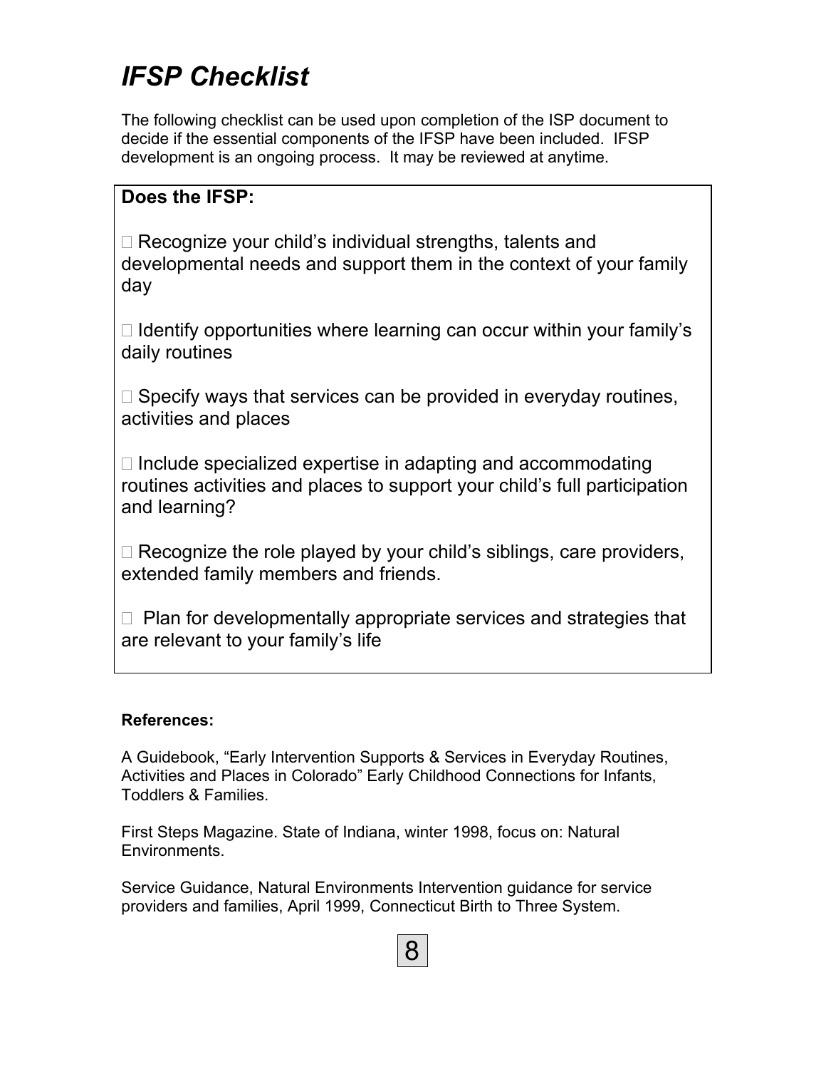# *IFSP Checklist*

The following checklist can be used upon completion of the ISP document to decide if the essential components of the IFSP have been included. IFSP development is an ongoing process. It may be reviewed at anytime.

**Does the IFSP:**

- Recognize your child's individual strengths, talents and developmental needs and support them in the context of your family day
- Identify opportunities where learning can occur within your family's daily routines
- Specify ways that services can be provided in everyday routines, activities and places
- Include specialized expertise in adapting and accommodating routines activities and places to support your child's full participation and learning?
- Recognize the role played by your child's siblings, care providers, extended family members and friends.
- Plan for developmentally appropriate services and strategies that are relevant to your family's life

**References:**

A Guidebook, "Early Intervention Supports & Services in Everyday Routines, Activities and Places in Colorado" Early Childhood Connections for Infants, Toddlers & Families.

First Steps Magazine. State of Indiana, winter 1998, focus on: Natural Environments.

Service Guidance, Natural Environments Intervention guidance for service providers and families, April 1999, Connecticut Birth to Three System.